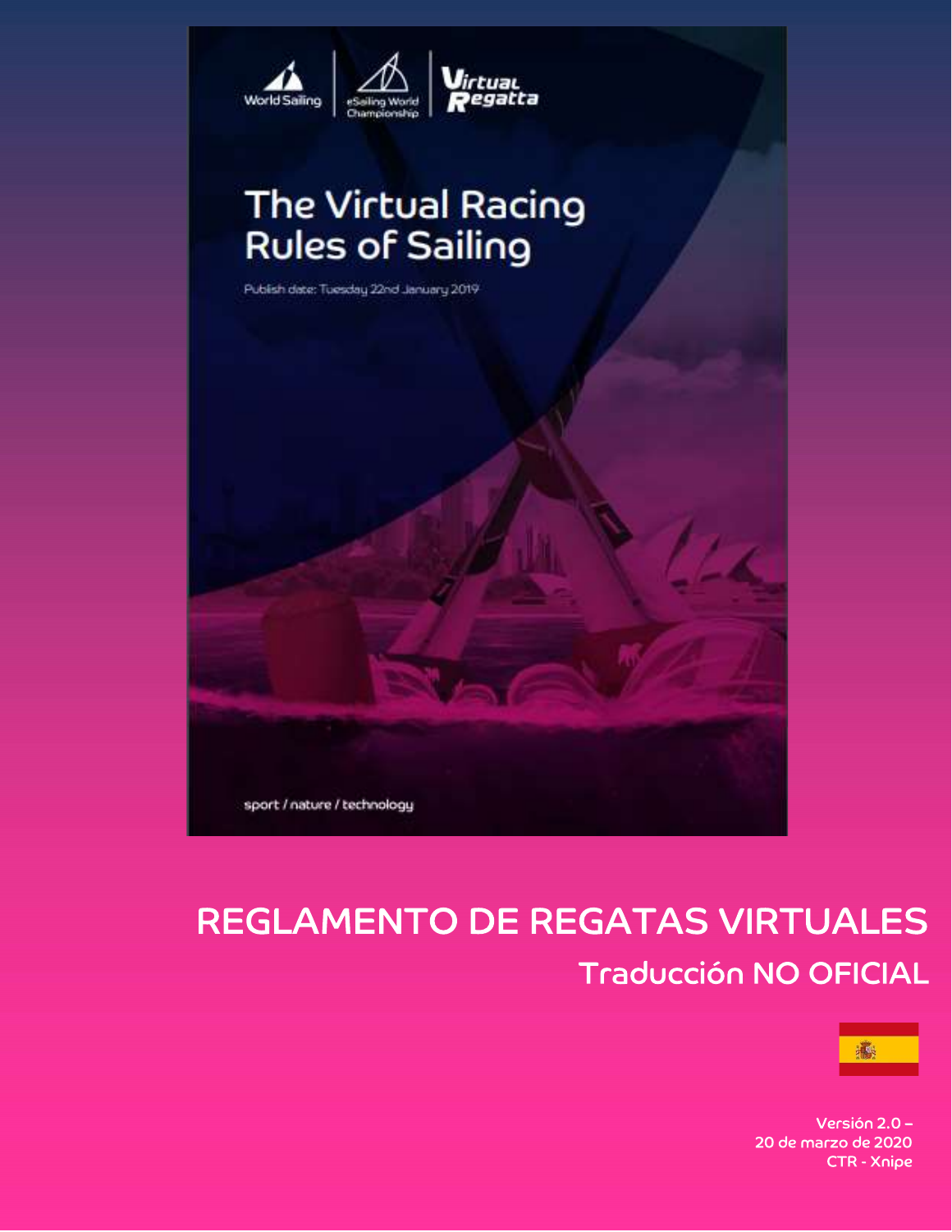World Sailing | eSailing World Championship | Virtual Regatta

# The Virtual Racing Rules of Sailing

Publish date: Tuesday 22nd January 2019

sport / nature / technology

# REGLAMENTO DE REGATAS VIRTUALES

## Traducción NO OFICIAL

**Versión 2.0 –**
**20 de marzo de 2020**
**CTR - Xnipe**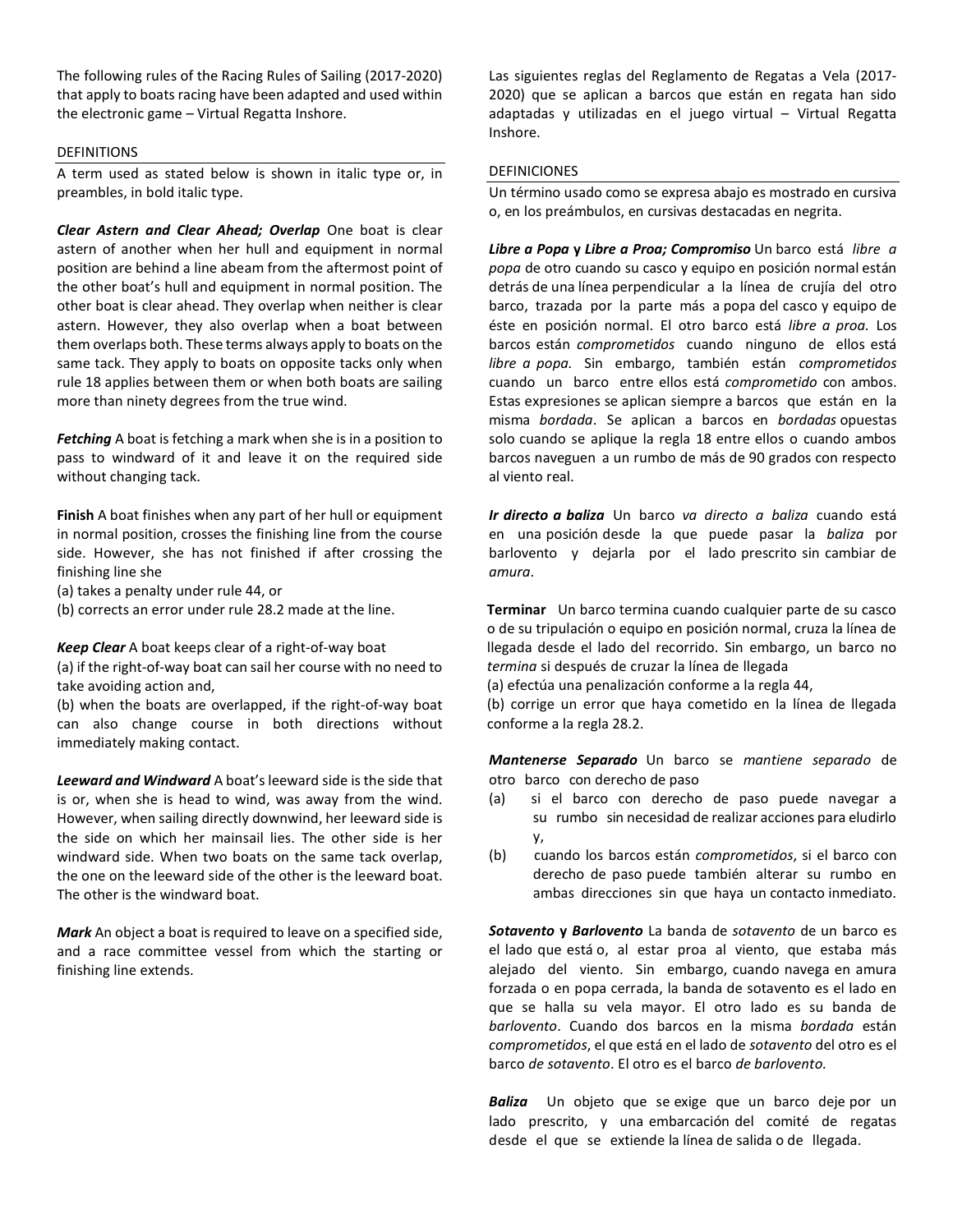The following rules of the Racing Rules of Sailing (2017-2020) that apply to boats racing have been adapted and used within the electronic game – Virtual Regatta Inshore.

## DEFINITIONS

A term used as stated below is shown in italic type or, in preambles, in bold italic type.

***Clear Astern and Clear Ahead; Overlap*** One boat is clear astern of another when her hull and equipment in normal position are behind a line abeam from the aftermost point of the other boat's hull and equipment in normal position. The other boat is clear ahead. They overlap when neither is clear astern. However, they also overlap when a boat between them overlaps both. These terms always apply to boats on the same tack. They apply to boats on opposite tacks only when rule 18 applies between them or when both boats are sailing more than ninety degrees from the true wind.

***Fetching*** A boat is fetching a mark when she is in a position to pass to windward of it and leave it on the required side without changing tack.

**Finish** A boat finishes when any part of her hull or equipment in normal position, crosses the finishing line from the course side. However, she has not finished if after crossing the finishing line she

(a) takes a penalty under rule 44, or

(b) corrects an error under rule 28.2 made at the line.

***Keep Clear*** A boat keeps clear of a right-of-way boat

(a) if the right-of-way boat can sail her course with no need to take avoiding action and,

(b) when the boats are overlapped, if the right-of-way boat can also change course in both directions without immediately making contact.

***Leeward and Windward*** A boat's leeward side is the side that is or, when she is head to wind, was away from the wind. However, when sailing directly downwind, her leeward side is the side on which her mainsail lies. The other side is her windward side. When two boats on the same tack overlap, the one on the leeward side of the other is the leeward boat. The other is the windward boat.

***Mark*** An object a boat is required to leave on a specified side, and a race committee vessel from which the starting or finishing line extends.

Las siguientes reglas del Reglamento de Regatas a Vela (2017-2020) que se aplican a barcos que están en regata han sido adaptadas y utilizadas en el juego virtual – Virtual Regatta Inshore.

## DEFINICIONES

Un término usado como se expresa abajo es mostrado en cursiva o, en los preámbulos, en cursivas destacadas en negrita.

***Libre a Popa* y *Libre a Proa; Compromiso*** Un barco está *libre a popa* de otro cuando su casco y equipo en posición normal están detrás de una línea perpendicular a la línea de crujía del otro barco, trazada por la parte más a popa del casco y equipo de éste en posición normal. El otro barco está *libre a proa.* Los barcos están *comprometidos* cuando ninguno de ellos está *libre a popa.* Sin embargo, también están *comprometidos* cuando un barco entre ellos está *comprometido* con ambos. Estas expresiones se aplican siempre a barcos que están en la misma *bordada*. Se aplican a barcos en *bordadas* opuestas solo cuando se aplique la regla 18 entre ellos o cuando ambos barcos naveguen a un rumbo de más de 90 grados con respecto al viento real.

***Ir directo a baliza*** Un barco *va directo a baliza* cuando está en una posición desde la que puede pasar la *baliza* por barlovento y dejarla por el lado prescrito sin cambiar de *amura*.

**Terminar** Un barco termina cuando cualquier parte de su casco o de su tripulación o equipo en posición normal, cruza la línea de llegada desde el lado del recorrido. Sin embargo, un barco no *termina* si después de cruzar la línea de llegada

(a) efectúa una penalización conforme a la regla 44,

(b) corrige un error que haya cometido en la línea de llegada conforme a la regla 28.2.

***Mantenerse Separado*** Un barco se *mantiene separado* de otro barco con derecho de paso

(a) si el barco con derecho de paso puede navegar a su rumbo sin necesidad de realizar acciones para eludirlo y,

(b) cuando los barcos están *comprometidos*, si el barco con derecho de paso puede también alterar su rumbo en ambas direcciones sin que haya un contacto inmediato.

***Sotavento* y *Barlovento*** La banda de *sotavento* de un barco es el lado que está o, al estar proa al viento, que estaba más alejado del viento. Sin embargo, cuando navega en amura forzada o en popa cerrada, la banda de sotavento es el lado en que se halla su vela mayor. El otro lado es su banda de *barlovento*. Cuando dos barcos en la misma *bordada* están *comprometidos*, el que está en el lado de *sotavento* del otro es el barco *de sotavento*. El otro es el barco *de barlovento.*

***Baliza*** Un objeto que se exige que un barco deje por un lado prescrito, y una embarcación del comité de regatas desde el que se extiende la línea de salida o de llegada.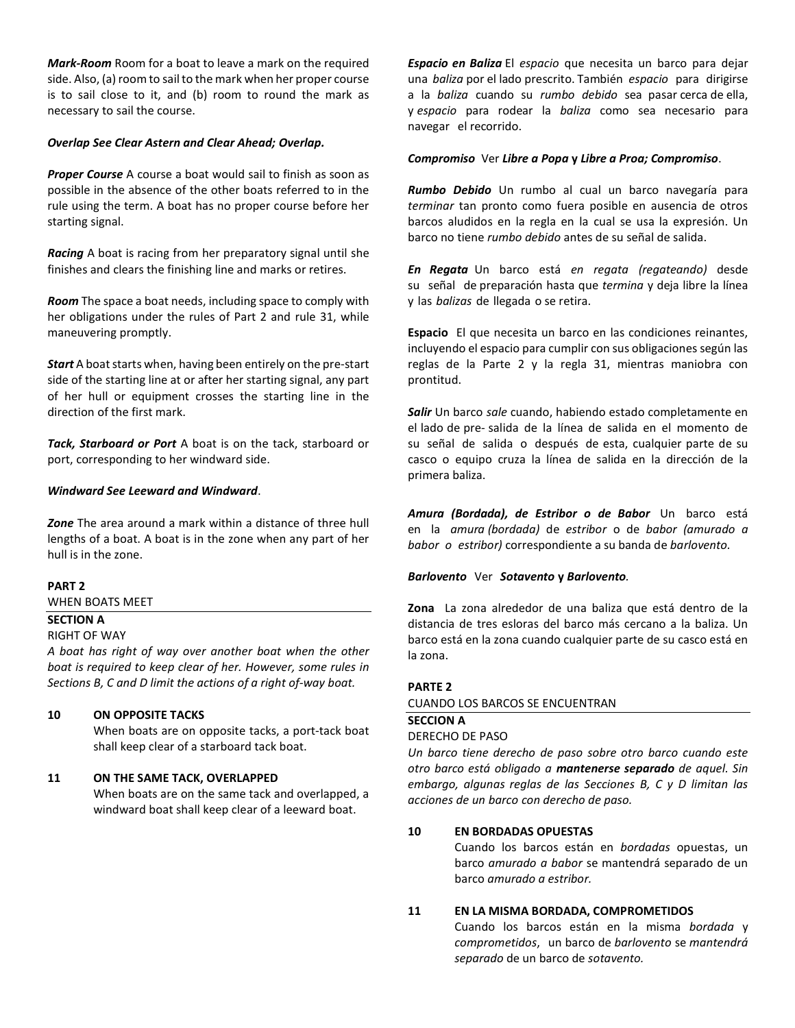***Mark-Room*** Room for a boat to leave a mark on the required side. Also, (a) room to sail to the mark when her proper course is to sail close to it, and (b) room to round the mark as necessary to sail the course.

***Overlap See Clear Astern and Clear Ahead; Overlap.***

***Proper Course*** A course a boat would sail to finish as soon as possible in the absence of the other boats referred to in the rule using the term. A boat has no proper course before her starting signal.

***Racing*** A boat is racing from her preparatory signal until she finishes and clears the finishing line and marks or retires.

***Room*** The space a boat needs, including space to comply with her obligations under the rules of Part 2 and rule 31, while maneuvering promptly.

***Start*** A boat starts when, having been entirely on the pre-start side of the starting line at or after her starting signal, any part of her hull or equipment crosses the starting line in the direction of the first mark.

***Tack, Starboard or Port*** A boat is on the tack, starboard or port, corresponding to her windward side.

***Windward See Leeward and Windward***.

***Zone*** The area around a mark within a distance of three hull lengths of a boat. A boat is in the zone when any part of her hull is in the zone.

**PART 2**

WHEN BOATS MEET

**SECTION A**

RIGHT OF WAY

*A boat has right of way over another boat when the other boat is required to keep clear of her. However, some rules in Sections B, C and D limit the actions of a right of-way boat.*

**10 ON OPPOSITE TACKS**

When boats are on opposite tacks, a port-tack boat shall keep clear of a starboard tack boat.

**11 ON THE SAME TACK, OVERLAPPED**

When boats are on the same tack and overlapped, a windward boat shall keep clear of a leeward boat.

***Espacio en Baliza*** El *espacio* que necesita un barco para dejar una *baliza* por el lado prescrito. También *espacio* para dirigirse a la *baliza* cuando su *rumbo debido* sea pasar cerca de ella, y *espacio* para rodear la *baliza* como sea necesario para navegar el recorrido.

***Compromiso*** Ver ***Libre a Popa* y *Libre a Proa; Compromiso***.

***Rumbo Debido*** Un rumbo al cual un barco navegaría para *terminar* tan pronto como fuera posible en ausencia de otros barcos aludidos en la regla en la cual se usa la expresión. Un barco no tiene *rumbo debido* antes de su señal de salida.

***En Regata*** Un barco está *en regata (regateando)* desde su señal de preparación hasta que *termina* y deja libre la línea y las *balizas* de llegada o se retira.

**Espacio** El que necesita un barco en las condiciones reinantes, incluyendo el espacio para cumplir con sus obligaciones según las reglas de la Parte 2 y la regla 31, mientras maniobra con prontitud.

***Salir*** Un barco *sale* cuando, habiendo estado completamente en el lado de pre- salida de la línea de salida en el momento de su señal de salida o después de esta, cualquier parte de su casco o equipo cruza la línea de salida en la dirección de la primera baliza.

***Amura (Bordada), de Estribor o de Babor*** Un barco está en la *amura (bordada)* de *estribor* o de *babor (amurado a babor o estribor)* correspondiente a su banda de *barlovento.*

***Barlovento*** Ver ***Sotavento* y *Barlovento***.

**Zona** La zona alrededor de una baliza que está dentro de la distancia de tres esloras del barco más cercano a la baliza. Un barco está en la zona cuando cualquier parte de su casco está en la zona.

**PARTE 2**

CUANDO LOS BARCOS SE ENCUENTRAN

**SECCION A**

DERECHO DE PASO

*Un barco tiene derecho de paso sobre otro barco cuando este otro barco está obligado a* ***mantenerse separado*** *de aquel. Sin embargo, algunas reglas de las Secciones B, C y D limitan las acciones de un barco con derecho de paso.*

**10 EN BORDADAS OPUESTAS**

Cuando los barcos están en *bordadas* opuestas, un barco *amurado a babor* se mantendrá separado de un barco *amurado a estribor.*

**11 EN LA MISMA BORDADA, COMPROMETIDOS**

Cuando los barcos están en la misma *bordada* y *comprometidos*, un barco de *barlovento* se *mantendrá separado* de un barco de *sotavento.*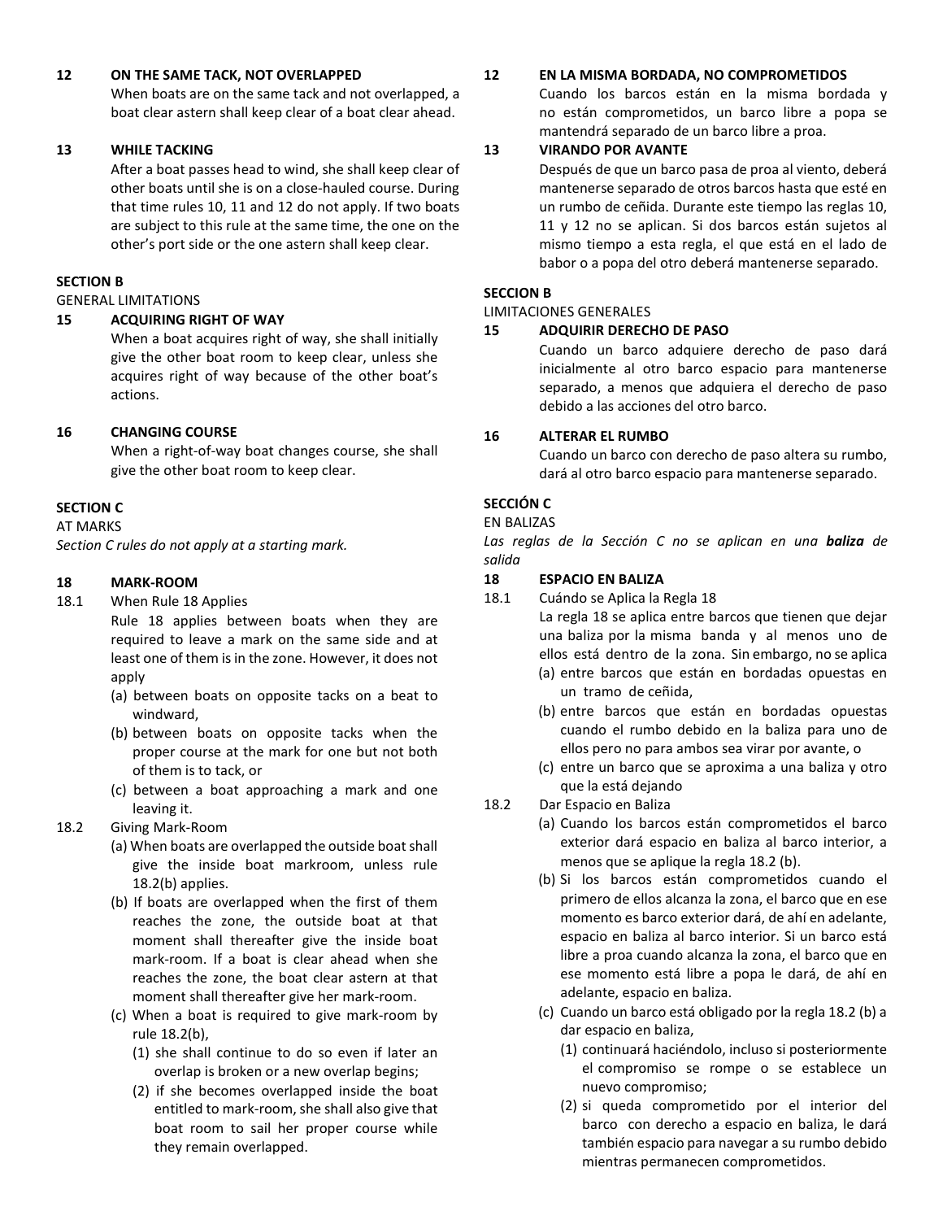**12 ON THE SAME TACK, NOT OVERLAPPED**

When boats are on the same tack and not overlapped, a boat clear astern shall keep clear of a boat clear ahead.

**13 WHILE TACKING**

After a boat passes head to wind, she shall keep clear of other boats until she is on a close-hauled course. During that time rules 10, 11 and 12 do not apply. If two boats are subject to this rule at the same time, the one on the other's port side or the one astern shall keep clear.

**SECTION B**

GENERAL LIMITATIONS

**15 ACQUIRING RIGHT OF WAY**

When a boat acquires right of way, she shall initially give the other boat room to keep clear, unless she acquires right of way because of the other boat's actions.

**16 CHANGING COURSE**

When a right-of-way boat changes course, she shall give the other boat room to keep clear.

**SECTION C**

AT MARKS

*Section C rules do not apply at a starting mark.*

**18 MARK-ROOM**

18.1 When Rule 18 Applies

Rule 18 applies between boats when they are required to leave a mark on the same side and at least one of them is in the zone. However, it does not apply

(a) between boats on opposite tacks on a beat to windward,

(b) between boats on opposite tacks when the proper course at the mark for one but not both of them is to tack, or

(c) between a boat approaching a mark and one leaving it.

18.2 Giving Mark-Room

(a) When boats are overlapped the outside boat shall give the inside boat markroom, unless rule 18.2(b) applies.

(b) If boats are overlapped when the first of them reaches the zone, the outside boat at that moment shall thereafter give the inside boat mark-room. If a boat is clear ahead when she reaches the zone, the boat clear astern at that moment shall thereafter give her mark-room.

(c) When a boat is required to give mark-room by rule 18.2(b),

(1) she shall continue to do so even if later an overlap is broken or a new overlap begins;

(2) if she becomes overlapped inside the boat entitled to mark-room, she shall also give that boat room to sail her proper course while they remain overlapped.

**12 EN LA MISMA BORDADA, NO COMPROMETIDOS**

Cuando los barcos están en la misma bordada y no están comprometidos, un barco libre a popa se mantendrá separado de un barco libre a proa.

**13 VIRANDO POR AVANTE**

Después de que un barco pasa de proa al viento, deberá mantenerse separado de otros barcos hasta que esté en un rumbo de ceñida. Durante este tiempo las reglas 10, 11 y 12 no se aplican. Si dos barcos están sujetos al mismo tiempo a esta regla, el que está en el lado de babor o a popa del otro deberá mantenerse separado.

**SECCION B**

LIMITACIONES GENERALES

**15 ADQUIRIR DERECHO DE PASO**

Cuando un barco adquiere derecho de paso dará inicialmente al otro barco espacio para mantenerse separado, a menos que adquiera el derecho de paso debido a las acciones del otro barco.

**16 ALTERAR EL RUMBO**

Cuando un barco con derecho de paso altera su rumbo, dará al otro barco espacio para mantenerse separado.

**SECCIÓN C**

EN BALIZAS

*Las reglas de la Sección C no se aplican en una **baliza** de salida*

**18 ESPACIO EN BALIZA**

18.1 Cuándo se Aplica la Regla 18

La regla 18 se aplica entre barcos que tienen que dejar una baliza por la misma banda y al menos uno de ellos está dentro de la zona. Sin embargo, no se aplica

(a) entre barcos que están en bordadas opuestas en un tramo de ceñida,

(b) entre barcos que están en bordadas opuestas cuando el rumbo debido en la baliza para uno de ellos pero no para ambos sea virar por avante, o

(c) entre un barco que se aproxima a una baliza y otro que la está dejando

18.2 Dar Espacio en Baliza

(a) Cuando los barcos están comprometidos el barco exterior dará espacio en baliza al barco interior, a menos que se aplique la regla 18.2 (b).

(b) Si los barcos están comprometidos cuando el primero de ellos alcanza la zona, el barco que en ese momento es barco exterior dará, de ahí en adelante, espacio en baliza al barco interior. Si un barco está libre a proa cuando alcanza la zona, el barco que en ese momento está libre a popa le dará, de ahí en adelante, espacio en baliza.

(c) Cuando un barco está obligado por la regla 18.2 (b) a dar espacio en baliza,

(1) continuará haciéndolo, incluso si posteriormente el compromiso se rompe o se establece un nuevo compromiso;

(2) si queda comprometido por el interior del barco con derecho a espacio en baliza, le dará también espacio para navegar a su rumbo debido mientras permanecen comprometidos.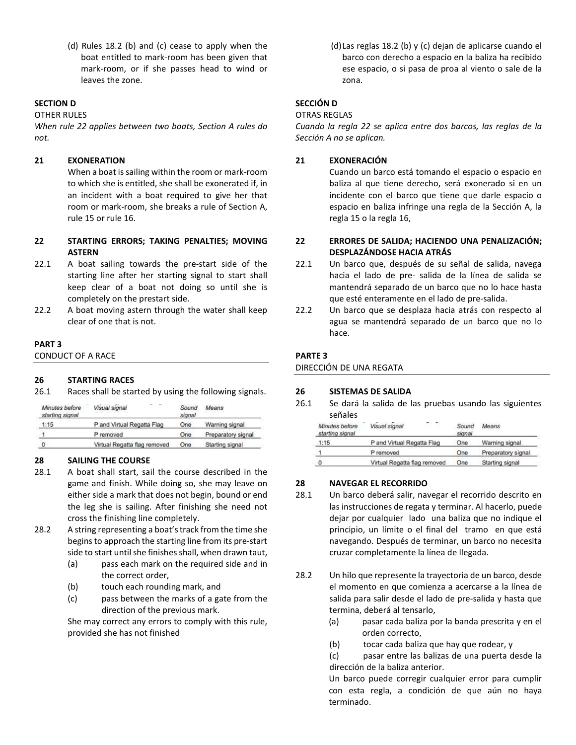(d) Rules 18.2 (b) and (c) cease to apply when the boat entitled to mark-room has been given that mark-room, or if she passes head to wind or leaves the zone.

**SECTION D**

OTHER RULES

*When rule 22 applies between two boats, Section A rules do not.*

**21 EXONERATION**

When a boat is sailing within the room or mark-room to which she is entitled, she shall be exonerated if, in an incident with a boat required to give her that room or mark-room, she breaks a rule of Section A, rule 15 or rule 16.

**22 STARTING ERRORS; TAKING PENALTIES; MOVING ASTERN**

22.1 A boat sailing towards the pre-start side of the starting line after her starting signal to start shall keep clear of a boat not doing so until she is completely on the prestart side.

22.2 A boat moving astern through the water shall keep clear of one that is not.

**PART 3**

CONDUCT OF A RACE

**26 STARTING RACES**

26.1 Races shall be started by using the following signals.

| Minutes before starting signal | Visual signal | Sound signal | Means |
|---|---|---|---|
| 1:15 | P and Virtual Regatta Flag | One | Warning signal |
| 1 | P removed | One | Preparatory signal |
| 0 | Virtual Regatta flag removed | One | Starting signal |

**28 SAILING THE COURSE**

28.1 A boat shall start, sail the course described in the game and finish. While doing so, she may leave on either side a mark that does not begin, bound or end the leg she is sailing. After finishing she need not cross the finishing line completely.

28.2 A string representing a boat's track from the time she begins to approach the starting line from its pre-start side to start until she finishes shall, when drawn taut,

(a) pass each mark on the required side and in the correct order,

(b) touch each rounding mark, and

(c) pass between the marks of a gate from the direction of the previous mark.

She may correct any errors to comply with this rule, provided she has not finished

(d) Las reglas 18.2 (b) y (c) dejan de aplicarse cuando el barco con derecho a espacio en la baliza ha recibido ese espacio, o si pasa de proa al viento o sale de la zona.

**SECCIÓN D**

OTRAS REGLAS

*Cuando la regla 22 se aplica entre dos barcos, las reglas de la Sección A no se aplican.*

**21 EXONERACIÓN**

Cuando un barco está tomando el espacio o espacio en baliza al que tiene derecho, será exonerado si en un incidente con el barco que tiene que darle espacio o espacio en baliza infringe una regla de la Sección A, la regla 15 o la regla 16,

**22 ERRORES DE SALIDA; HACIENDO UNA PENALIZACIÓN; DESPLAZÁNDOSE HACIA ATRÁS**

22.1 Un barco que, después de su señal de salida, navega hacia el lado de pre- salida de la línea de salida se mantendrá separado de un barco que no lo hace hasta que esté enteramente en el lado de pre-salida.

22.2 Un barco que se desplaza hacia atrás con respecto al agua se mantendrá separado de un barco que no lo hace.

**PARTE 3**

DIRECCIÓN DE UNA REGATA

**26 SISTEMAS DE SALIDA**

26.1 Se dará la salida de las pruebas usando las siguientes señales

| Minutes before starting signal | Visual signal | Sound signal | Means |
|---|---|---|---|
| 1:15 | P and Virtual Regatta Flag | One | Warning signal |
| 1 | P removed | One | Preparatory signal |
| 0 | Virtual Regatta flag removed | One | Starting signal |

**28 NAVEGAR EL RECORRIDO**

28.1 Un barco deberá salir, navegar el recorrido descrito en las instrucciones de regata y terminar. Al hacerlo, puede dejar por cualquier lado una baliza que no indique el principio, un límite o el final del tramo en que está navegando. Después de terminar, un barco no necesita cruzar completamente la línea de llegada.

28.2 Un hilo que represente la trayectoria de un barco, desde el momento en que comienza a acercarse a la línea de salida para salir desde el lado de pre-salida y hasta que termina, deberá al tensarlo,

(a) pasar cada baliza por la banda prescrita y en el orden correcto,

(b) tocar cada baliza que hay que rodear, y

(c) pasar entre las balizas de una puerta desde la dirección de la baliza anterior.

Un barco puede corregir cualquier error para cumplir con esta regla, a condición de que aún no haya terminado.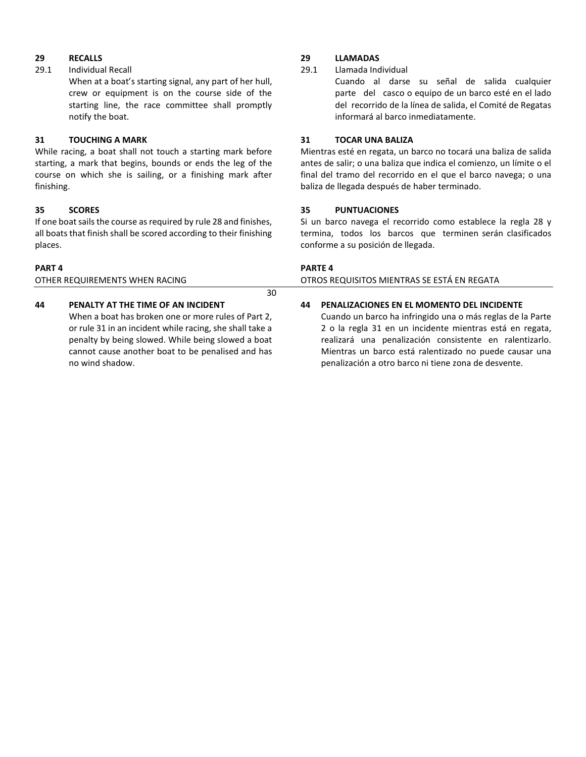## 29 RECALLS

29.1 Individual Recall

When at a boat's starting signal, any part of her hull, crew or equipment is on the course side of the starting line, the race committee shall promptly notify the boat.

## 29 LLAMADAS

29.1 Llamada Individual

Cuando al darse su señal de salida cualquier parte del casco o equipo de un barco esté en el lado del recorrido de la línea de salida, el Comité de Regatas informará al barco inmediatamente.

## 31 TOUCHING A MARK

While racing, a boat shall not touch a starting mark before starting, a mark that begins, bounds or ends the leg of the course on which she is sailing, or a finishing mark after finishing.

## 31 TOCAR UNA BALIZA

Mientras esté en regata, un barco no tocará una baliza de salida antes de salir; o una baliza que indica el comienzo, un límite o el final del tramo del recorrido en el que el barco navega; o una baliza de llegada después de haber terminado.

## 35 SCORES

If one boat sails the course as required by rule 28 and finishes, all boats that finish shall be scored according to their finishing places.

## 35 PUNTUACIONES

Si un barco navega el recorrido como establece la regla 28 y termina, todos los barcos que terminen serán clasificados conforme a su posición de llegada.

# PART 4

OTHER REQUIREMENTS WHEN RACING

# PARTE 4

OTROS REQUISITOS MIENTRAS SE ESTÁ EN REGATA

## 44 PENALTY AT THE TIME OF AN INCIDENT

When a boat has broken one or more rules of Part 2, or rule 31 in an incident while racing, she shall take a penalty by being slowed. While being slowed a boat cannot cause another boat to be penalised and has no wind shadow.

## 44 PENALIZACIONES EN EL MOMENTO DEL INCIDENTE

Cuando un barco ha infringido una o más reglas de la Parte 2 o la regla 31 en un incidente mientras está en regata, realizará una penalización consistente en ralentizarlo. Mientras un barco está ralentizado no puede causar una penalización a otro barco ni tiene zona de desvente.